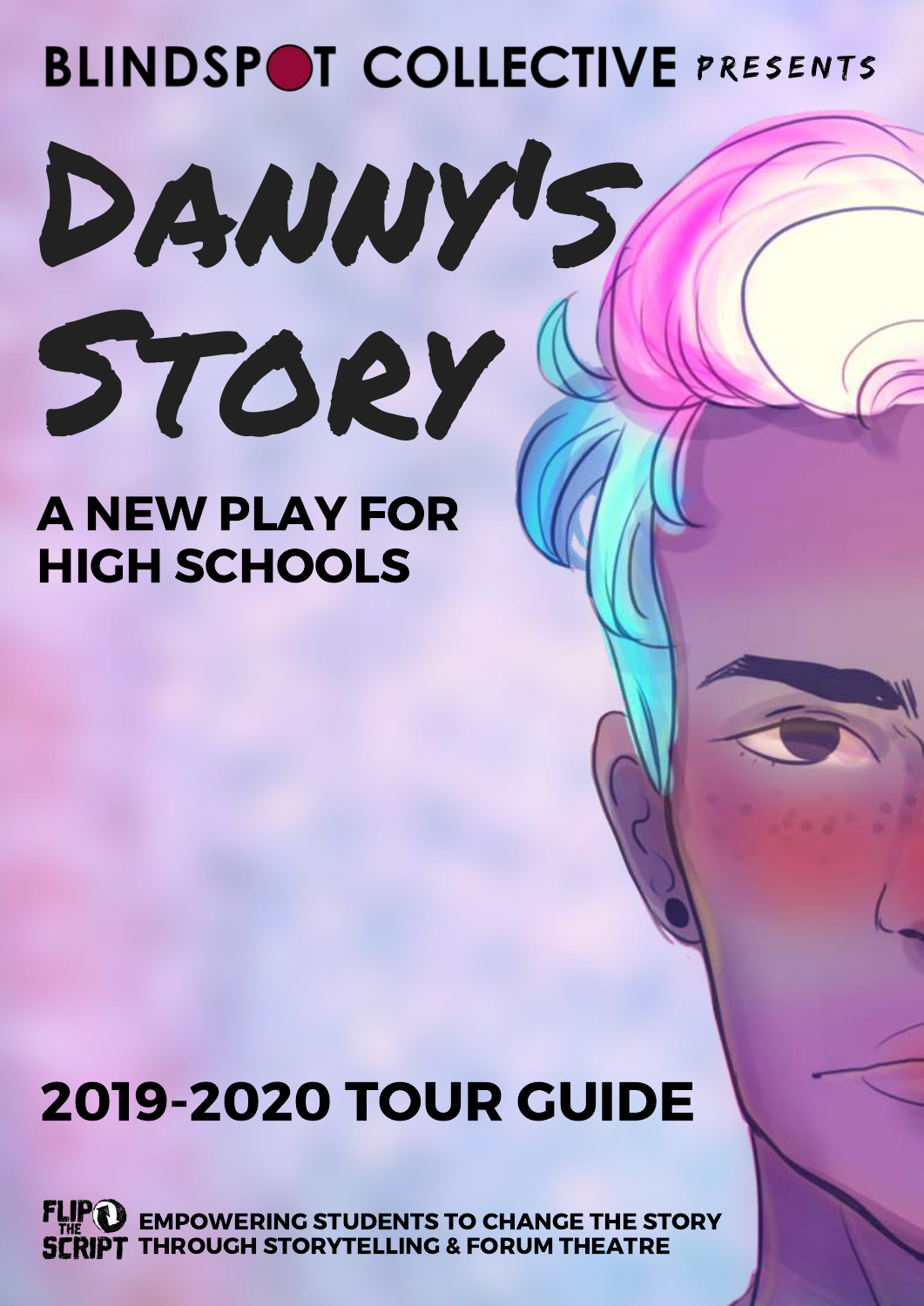BLINDSPOT COLLECTIVE PRESENTS

# DANNY'S STORY

## A NEW PLAY FOR HIGH SCHOOLS

## 2019-2020 TOUR GUIDE

FLIP THE SCRIPT **EMPOWERING STUDENTS TO CHANGE THE STORY THROUGH STORYTELLING & FORUM THEATRE**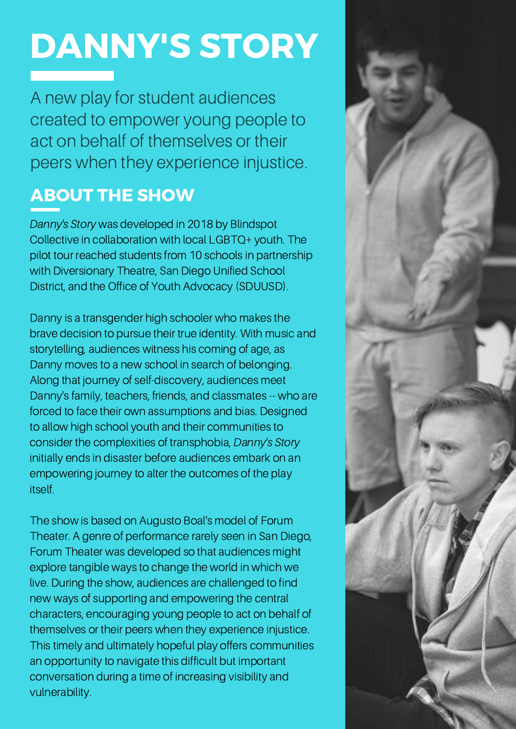# DANNY'S STORY

A new play for student audiences created to empower young people to act on behalf of themselves or their peers when they experience injustice.

## ABOUT THE SHOW

*Danny's Story* was developed in 2018 by Blindspot Collective in collaboration with local LGBTQ+ youth. The pilot tour reached students from 10 schools in partnership with Diversionary Theatre, San Diego Unified School District, and the Office of Youth Advocacy (SDUUSD).

Danny is a transgender high schooler who makes the brave decision to pursue their true identity. With music and storytelling, audiences witness his coming of age, as Danny moves to a new school in search of belonging. Along that journey of self-discovery, audiences meet Danny's family, teachers, friends, and classmates -- who are forced to face their own assumptions and bias. Designed to allow high school youth and their communities to consider the complexities of transphobia, *Danny's Story* initially ends in disaster before audiences embark on an empowering journey to alter the outcomes of the play itself.

The show is based on Augusto Boal's model of Forum Theater. A genre of performance rarely seen in San Diego, Forum Theater was developed so that audiences might explore tangible ways to change the world in which we live. During the show, audiences are challenged to find new ways of supporting and empowering the central characters, encouraging young people to act on behalf of themselves or their peers when they experience injustice. This timely and ultimately hopeful play offers communities an opportunity to navigate this difficult but important conversation during a time of increasing visibility and vulnerability.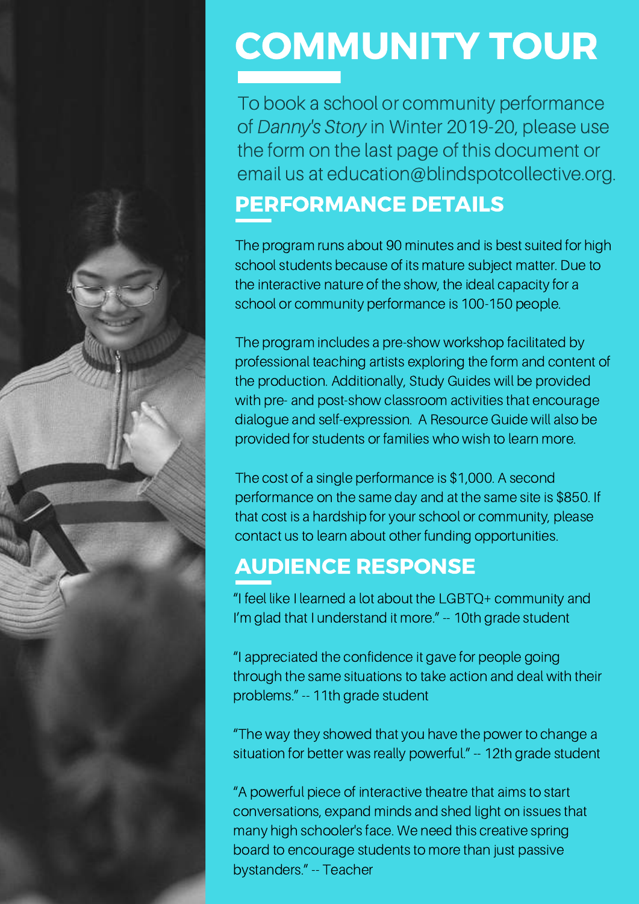# COMMUNITY TOUR

To book a school or community performance of *Danny's Story* in Winter 2019-20, please use the form on the last page of this document or email us at education@blindspotcollective.org.

## PERFORMANCE DETAILS

The program runs about 90 minutes and is best suited for high school students because of its mature subject matter. Due to the interactive nature of the show, the ideal capacity for a school or community performance is 100-150 people.

The program includes a pre-show workshop facilitated by professional teaching artists exploring the form and content of the production. Additionally, Study Guides will be provided with pre- and post-show classroom activities that encourage dialogue and self-expression. A Resource Guide will also be provided for students or families who wish to learn more.

The cost of a single performance is $1,000. A second performance on the same day and at the same site is $850. If that cost is a hardship for your school or community, please contact us to learn about other funding opportunities.

## AUDIENCE RESPONSE

"I feel like I learned a lot about the LGBTQ+ community and I'm glad that I understand it more." -- 10th grade student

"I appreciated the confidence it gave for people going through the same situations to take action and deal with their problems." -- 11th grade student

"The way they showed that you have the power to change a situation for better was really powerful." -- 12th grade student

"A powerful piece of interactive theatre that aims to start conversations, expand minds and shed light on issues that many high schooler's face. We need this creative spring board to encourage students to more than just passive bystanders." -- Teacher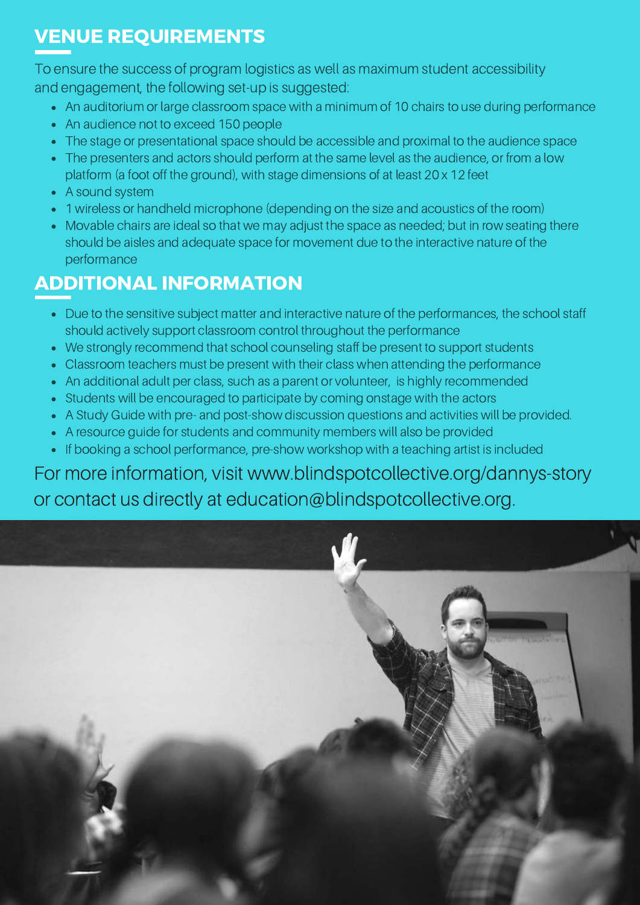## VENUE REQUIREMENTS

To ensure the success of program logistics as well as maximum student accessibility and engagement, the following set-up is suggested:

- An auditorium or large classroom space with a minimum of 10 chairs to use during performance
- An audience not to exceed 150 people
- The stage or presentational space should be accessible and proximal to the audience space
- The presenters and actors should perform at the same level as the audience, or from a low platform (a foot off the ground), with stage dimensions of at least 20 x 12 feet
- A sound system
- 1 wireless or handheld microphone (depending on the size and acoustics of the room)
- Movable chairs are ideal so that we may adjust the space as needed; but in row seating there should be aisles and adequate space for movement due to the interactive nature of the performance

## ADDITIONAL INFORMATION

- Due to the sensitive subject matter and interactive nature of the performances, the school staff should actively support classroom control throughout the performance
- We strongly recommend that school counseling staff be present to support students
- Classroom teachers must be present with their class when attending the performance
- An additional adult per class, such as a parent or volunteer, is highly recommended
- Students will be encouraged to participate by coming onstage with the actors
- A Study Guide with pre- and post-show discussion questions and activities will be provided.
- A resource guide for students and community members will also be provided
- If booking a school performance, pre-show workshop with a teaching artist is included

For more information, visit www.blindspotcollective.org/dannys-story or contact us directly at education@blindspotcollective.org.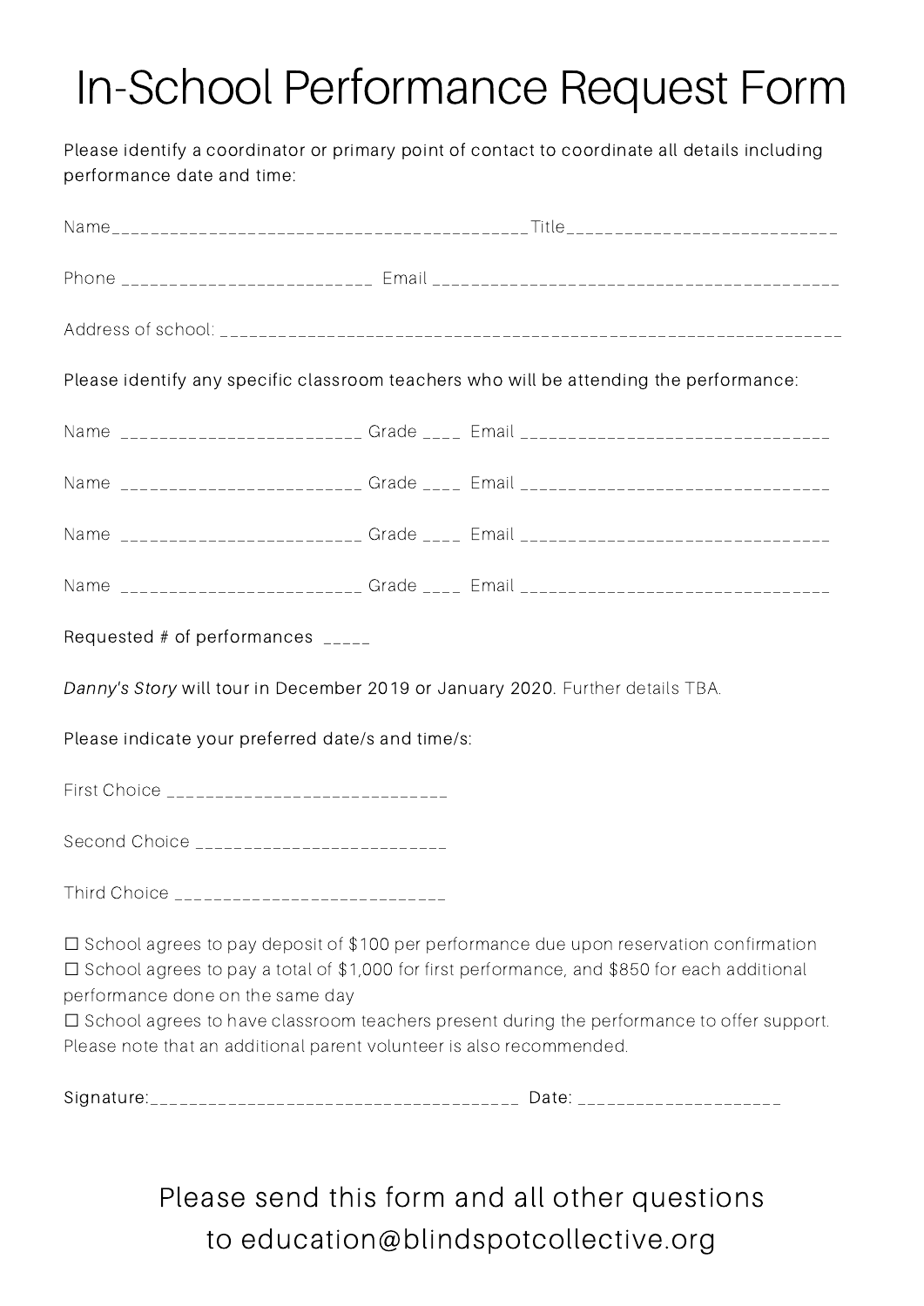# In-School Performance Request Form

Please identify a coordinator or primary point of contact to coordinate all details including performance date and time:

Name_________________________________________ Title___________________________

Phone _________________________ Email ________________________________________

Address of school: _____________________________________________________________

Please identify any specific classroom teachers who will be attending the performance:

Name ________________________ Grade ____ Email ______________________________

Name ________________________ Grade ____ Email ______________________________

Name ________________________ Grade ____ Email ______________________________

Name ________________________ Grade ____ Email ______________________________

Requested # of performances _____

*Danny's Story* will tour in December 2019 or January 2020. Further details TBA.

Please indicate your preferred date/s and time/s:

First Choice ____________________________

Second Choice __________________________

Third Choice ____________________________

☐ School agrees to pay deposit of $100 per performance due upon reservation confirmation
☐ School agrees to pay a total of $1,000 for first performance, and $850 for each additional performance done on the same day
☐ School agrees to have classroom teachers present during the performance to offer support. Please note that an additional parent volunteer is also recommended.

Signature:____________________________________ Date: ____________________

Please send this form and all other questions to education@blindspotcollective.org